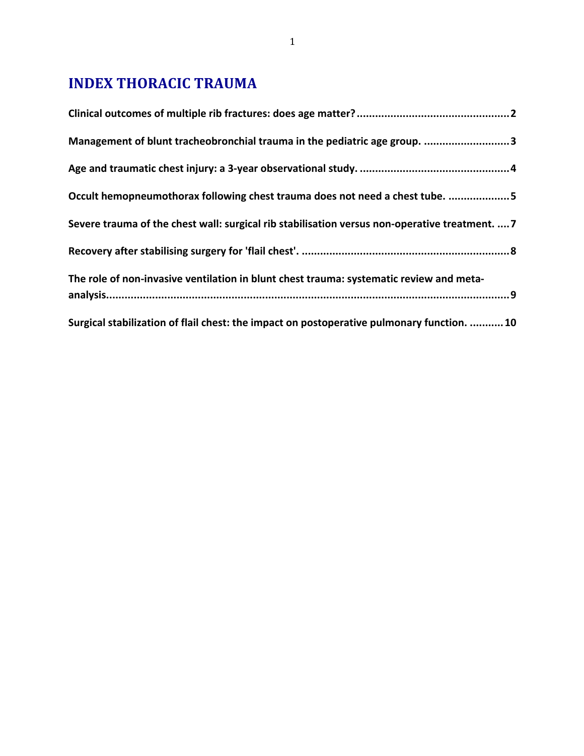# INDEX THORACIC TRAUMA

**Clinical outcomes of multiple rib fractures: does age matter?.................................................2**

**Management of blunt tracheobronchial trauma in the pediatric age group. ...........................3**

**Age and traumatic chest injury: a 3-year observational study. ................................................4**

**Occult hemopneumothorax following chest trauma does not need a chest tube. ...................5**

**Severe trauma of the chest wall: surgical rib stabilisation versus non-operative treatment. ....7**

**Recovery after stabilising surgery for 'flail chest'. ...................................................................8**

**The role of non-invasive ventilation in blunt chest trauma: systematic review and meta-analysis....................................................................................................................................9**

**Surgical stabilization of flail chest: the impact on postoperative pulmonary function. ...........10**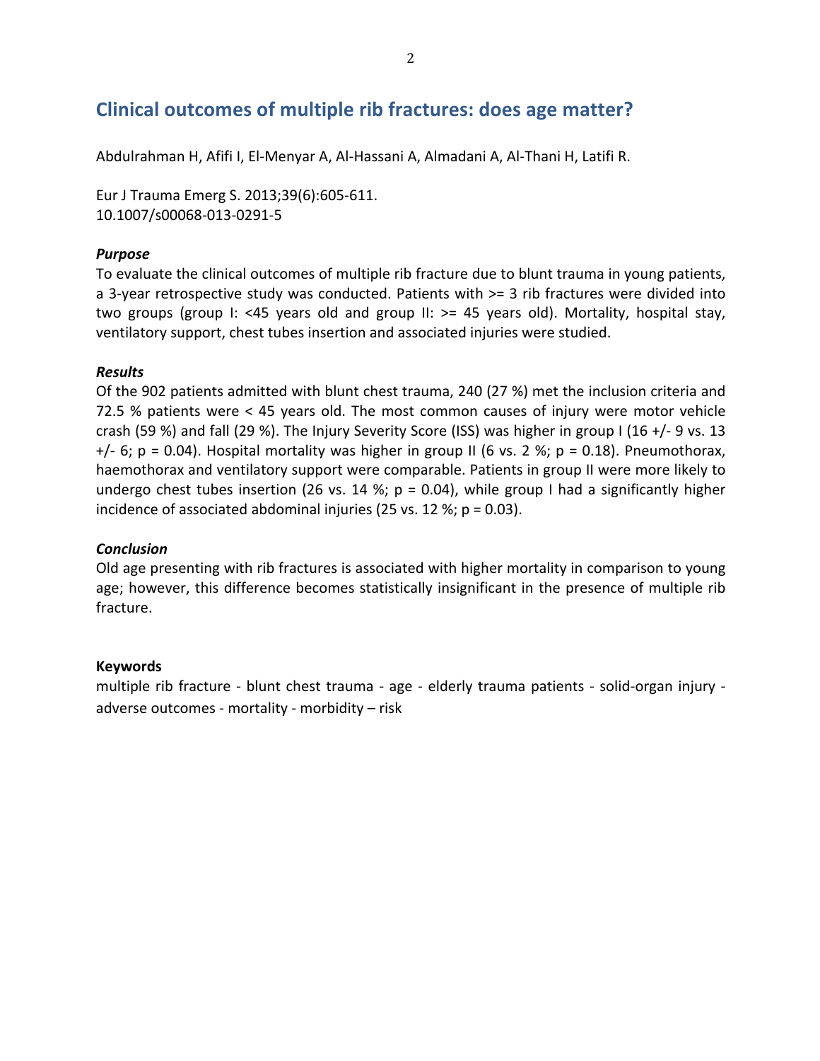# Clinical outcomes of multiple rib fractures: does age matter?

Abdulrahman H, Afifi I, El-Menyar A, Al-Hassani A, Almadani A, Al-Thani H, Latifi R.

Eur J Trauma Emerg S. 2013;39(6):605-611.
10.1007/s00068-013-0291-5

### *Purpose*

To evaluate the clinical outcomes of multiple rib fracture due to blunt trauma in young patients, a 3-year retrospective study was conducted. Patients with >= 3 rib fractures were divided into two groups (group I: <45 years old and group II: >= 45 years old). Mortality, hospital stay, ventilatory support, chest tubes insertion and associated injuries were studied.

### *Results*

Of the 902 patients admitted with blunt chest trauma, 240 (27 %) met the inclusion criteria and 72.5 % patients were < 45 years old. The most common causes of injury were motor vehicle crash (59 %) and fall (29 %). The Injury Severity Score (ISS) was higher in group I (16 +/- 9 vs. 13 +/- 6; $p = 0.04$). Hospital mortality was higher in group II (6 vs. 2 %; $p = 0.18$). Pneumothorax, haemothorax and ventilatory support were comparable. Patients in group II were more likely to undergo chest tubes insertion (26 vs. 14 %; $p = 0.04$), while group I had a significantly higher incidence of associated abdominal injuries (25 vs. 12 %; $p = 0.03$).

### *Conclusion*

Old age presenting with rib fractures is associated with higher mortality in comparison to young age; however, this difference becomes statistically insignificant in the presence of multiple rib fracture.

### **Keywords**

multiple rib fracture - blunt chest trauma - age - elderly trauma patients - solid-organ injury - adverse outcomes - mortality - morbidity – risk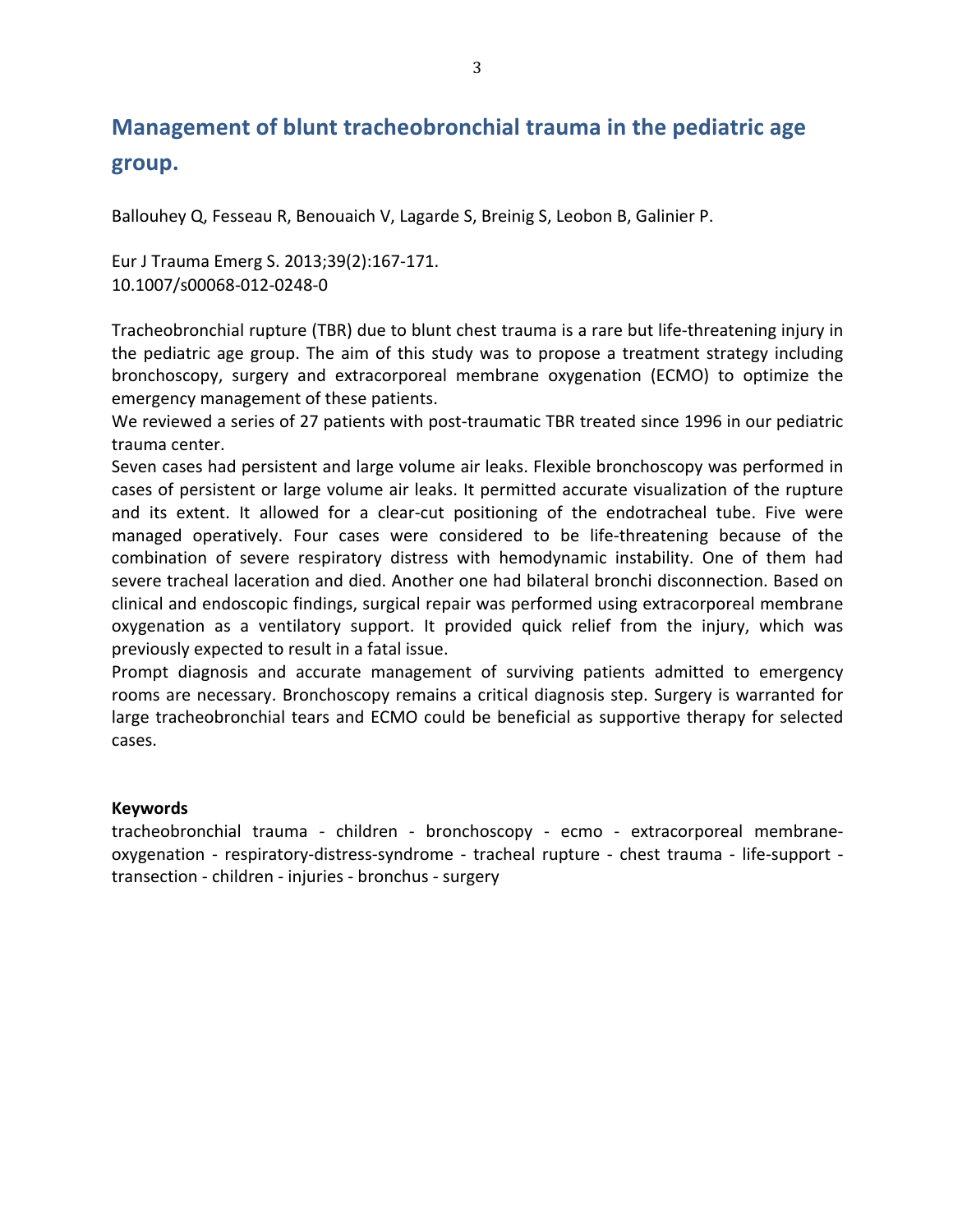## Management of blunt tracheobronchial trauma in the pediatric age group.

Ballouhey Q, Fesseau R, Benouaich V, Lagarde S, Breinig S, Leobon B, Galinier P.

Eur J Trauma Emerg S. 2013;39(2):167-171.
10.1007/s00068-012-0248-0

Tracheobronchial rupture (TBR) due to blunt chest trauma is a rare but life-threatening injury in the pediatric age group. The aim of this study was to propose a treatment strategy including bronchoscopy, surgery and extracorporeal membrane oxygenation (ECMO) to optimize the emergency management of these patients.
We reviewed a series of 27 patients with post-traumatic TBR treated since 1996 in our pediatric trauma center.
Seven cases had persistent and large volume air leaks. Flexible bronchoscopy was performed in cases of persistent or large volume air leaks. It permitted accurate visualization of the rupture and its extent. It allowed for a clear-cut positioning of the endotracheal tube. Five were managed operatively. Four cases were considered to be life-threatening because of the combination of severe respiratory distress with hemodynamic instability. One of them had severe tracheal laceration and died. Another one had bilateral bronchi disconnection. Based on clinical and endoscopic findings, surgical repair was performed using extracorporeal membrane oxygenation as a ventilatory support. It provided quick relief from the injury, which was previously expected to result in a fatal issue.
Prompt diagnosis and accurate management of surviving patients admitted to emergency rooms are necessary. Bronchoscopy remains a critical diagnosis step. Surgery is warranted for large tracheobronchial tears and ECMO could be beneficial as supportive therapy for selected cases.

**Keywords**
tracheobronchial trauma - children - bronchoscopy - ecmo - extracorporeal membrane-oxygenation - respiratory-distress-syndrome - tracheal rupture - chest trauma - life-support - transection - children - injuries - bronchus - surgery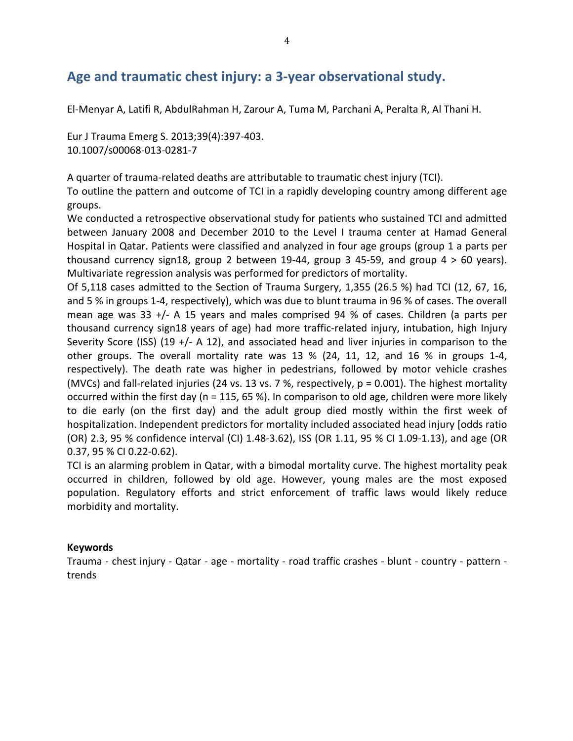## Age and traumatic chest injury: a 3-year observational study.

El-Menyar A, Latifi R, AbdulRahman H, Zarour A, Tuma M, Parchani A, Peralta R, Al Thani H.

Eur J Trauma Emerg S. 2013;39(4):397-403.
10.1007/s00068-013-0281-7

A quarter of trauma-related deaths are attributable to traumatic chest injury (TCI).
To outline the pattern and outcome of TCI in a rapidly developing country among different age groups.
We conducted a retrospective observational study for patients who sustained TCI and admitted between January 2008 and December 2010 to the Level I trauma center at Hamad General Hospital in Qatar. Patients were classified and analyzed in four age groups (group 1 a parts per thousand currency sign18, group 2 between 19-44, group 3 45-59, and group 4 > 60 years). Multivariate regression analysis was performed for predictors of mortality.
Of 5,118 cases admitted to the Section of Trauma Surgery, 1,355 (26.5 %) had TCI (12, 67, 16, and 5 % in groups 1-4, respectively), which was due to blunt trauma in 96 % of cases. The overall mean age was 33 +/- A 15 years and males comprised 94 % of cases. Children (a parts per thousand currency sign18 years of age) had more traffic-related injury, intubation, high Injury Severity Score (ISS) (19 +/- A 12), and associated head and liver injuries in comparison to the other groups. The overall mortality rate was 13 % (24, 11, 12, and 16 % in groups 1-4, respectively). The death rate was higher in pedestrians, followed by motor vehicle crashes (MVCs) and fall-related injuries (24 vs. 13 vs. 7 %, respectively, p = 0.001). The highest mortality occurred within the first day (n = 115, 65 %). In comparison to old age, children were more likely to die early (on the first day) and the adult group died mostly within the first week of hospitalization. Independent predictors for mortality included associated head injury [odds ratio (OR) 2.3, 95 % confidence interval (CI) 1.48-3.62), ISS (OR 1.11, 95 % CI 1.09-1.13), and age (OR 0.37, 95 % CI 0.22-0.62).
TCI is an alarming problem in Qatar, with a bimodal mortality curve. The highest mortality peak occurred in children, followed by old age. However, young males are the most exposed population. Regulatory efforts and strict enforcement of traffic laws would likely reduce morbidity and mortality.

**Keywords**
Trauma - chest injury - Qatar - age - mortality - road traffic crashes - blunt - country - pattern - trends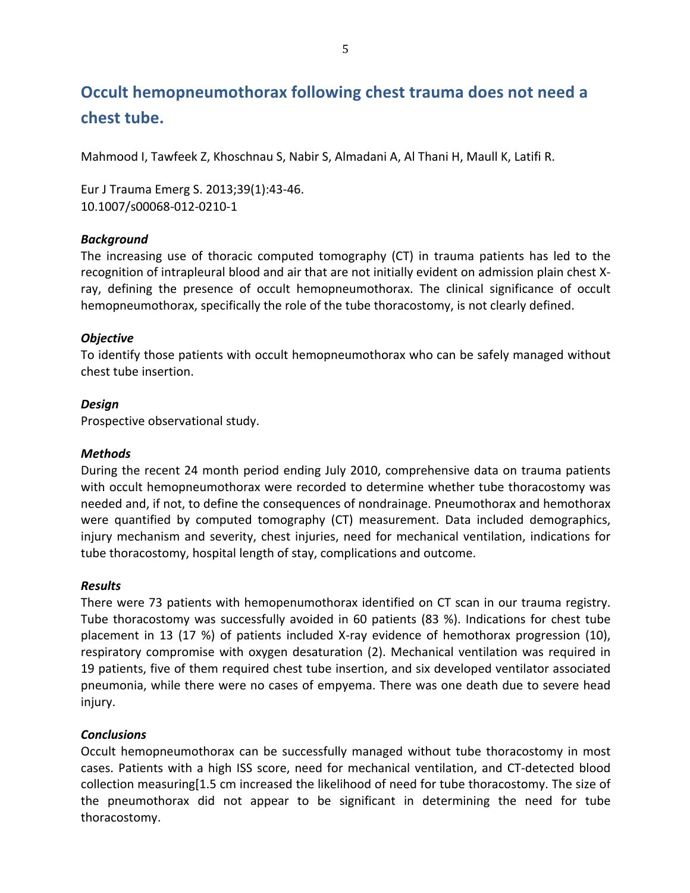## Occult hemopneumothorax following chest trauma does not need a chest tube.

Mahmood I, Tawfeek Z, Khoschnau S, Nabir S, Almadani A, Al Thani H, Maull K, Latifi R.

Eur J Trauma Emerg S. 2013;39(1):43-46.
10.1007/s00068-012-0210-1

### *Background*

The increasing use of thoracic computed tomography (CT) in trauma patients has led to the recognition of intrapleural blood and air that are not initially evident on admission plain chest X-ray, defining the presence of occult hemopneumothorax. The clinical significance of occult hemopneumothorax, specifically the role of the tube thoracostomy, is not clearly defined.

### *Objective*

To identify those patients with occult hemopneumothorax who can be safely managed without chest tube insertion.

### *Design*

Prospective observational study.

### *Methods*

During the recent 24 month period ending July 2010, comprehensive data on trauma patients with occult hemopneumothorax were recorded to determine whether tube thoracostomy was needed and, if not, to define the consequences of nondrainage. Pneumothorax and hemothorax were quantified by computed tomography (CT) measurement. Data included demographics, injury mechanism and severity, chest injuries, need for mechanical ventilation, indications for tube thoracostomy, hospital length of stay, complications and outcome.

### *Results*

There were 73 patients with hemopenumothorax identified on CT scan in our trauma registry. Tube thoracostomy was successfully avoided in 60 patients (83 %). Indications for chest tube placement in 13 (17 %) of patients included X-ray evidence of hemothorax progression (10), respiratory compromise with oxygen desaturation (2). Mechanical ventilation was required in 19 patients, five of them required chest tube insertion, and six developed ventilator associated pneumonia, while there were no cases of empyema. There was one death due to severe head injury.

### *Conclusions*

Occult hemopneumothorax can be successfully managed without tube thoracostomy in most cases. Patients with a high ISS score, need for mechanical ventilation, and CT-detected blood collection measuring[1.5 cm increased the likelihood of need for tube thoracostomy. The size of the pneumothorax did not appear to be significant in determining the need for tube thoracostomy.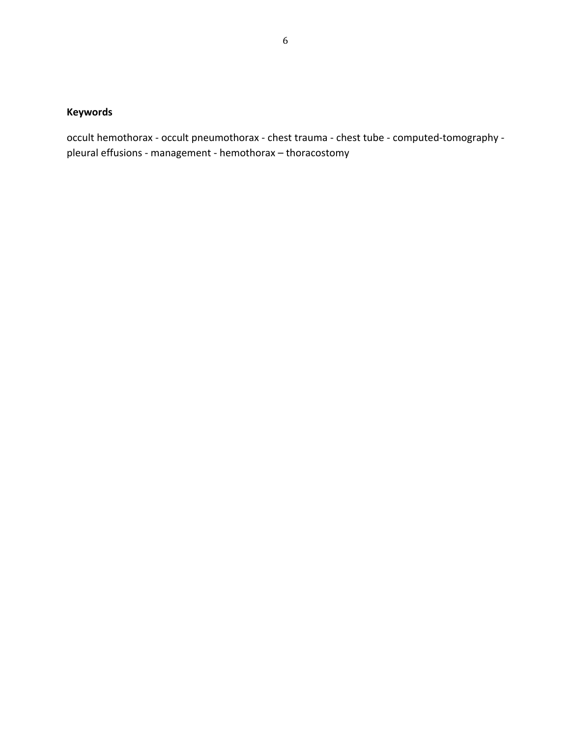**Keywords**

occult hemothorax - occult pneumothorax - chest trauma - chest tube - computed-tomography - pleural effusions - management - hemothorax – thoracostomy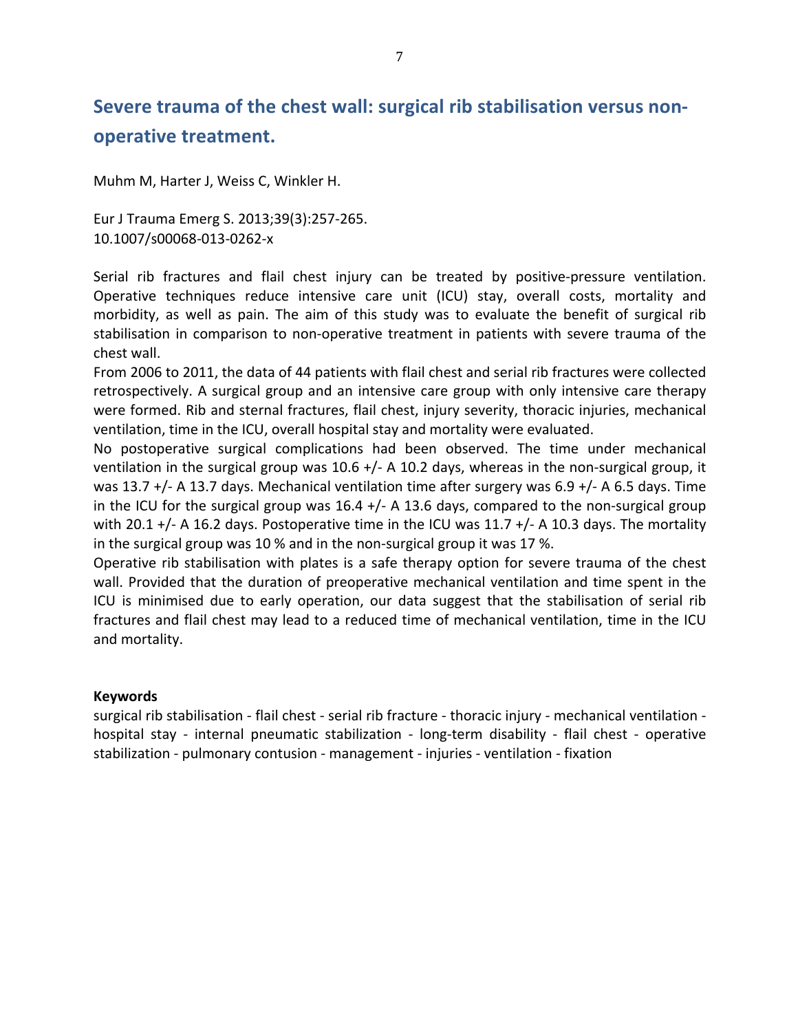## Severe trauma of the chest wall: surgical rib stabilisation versus non-operative treatment.

Muhm M, Harter J, Weiss C, Winkler H.

Eur J Trauma Emerg S. 2013;39(3):257-265.
10.1007/s00068-013-0262-x

Serial rib fractures and flail chest injury can be treated by positive-pressure ventilation. Operative techniques reduce intensive care unit (ICU) stay, overall costs, mortality and morbidity, as well as pain. The aim of this study was to evaluate the benefit of surgical rib stabilisation in comparison to non-operative treatment in patients with severe trauma of the chest wall.

From 2006 to 2011, the data of 44 patients with flail chest and serial rib fractures were collected retrospectively. A surgical group and an intensive care group with only intensive care therapy were formed. Rib and sternal fractures, flail chest, injury severity, thoracic injuries, mechanical ventilation, time in the ICU, overall hospital stay and mortality were evaluated.

No postoperative surgical complications had been observed. The time under mechanical ventilation in the surgical group was 10.6 +/- A 10.2 days, whereas in the non-surgical group, it was 13.7 +/- A 13.7 days. Mechanical ventilation time after surgery was 6.9 +/- A 6.5 days. Time in the ICU for the surgical group was 16.4 +/- A 13.6 days, compared to the non-surgical group with 20.1 +/- A 16.2 days. Postoperative time in the ICU was 11.7 +/- A 10.3 days. The mortality in the surgical group was 10 % and in the non-surgical group it was 17 %.

Operative rib stabilisation with plates is a safe therapy option for severe trauma of the chest wall. Provided that the duration of preoperative mechanical ventilation and time spent in the ICU is minimised due to early operation, our data suggest that the stabilisation of serial rib fractures and flail chest may lead to a reduced time of mechanical ventilation, time in the ICU and mortality.

**Keywords**

surgical rib stabilisation - flail chest - serial rib fracture - thoracic injury - mechanical ventilation - hospital stay - internal pneumatic stabilization - long-term disability - flail chest - operative stabilization - pulmonary contusion - management - injuries - ventilation - fixation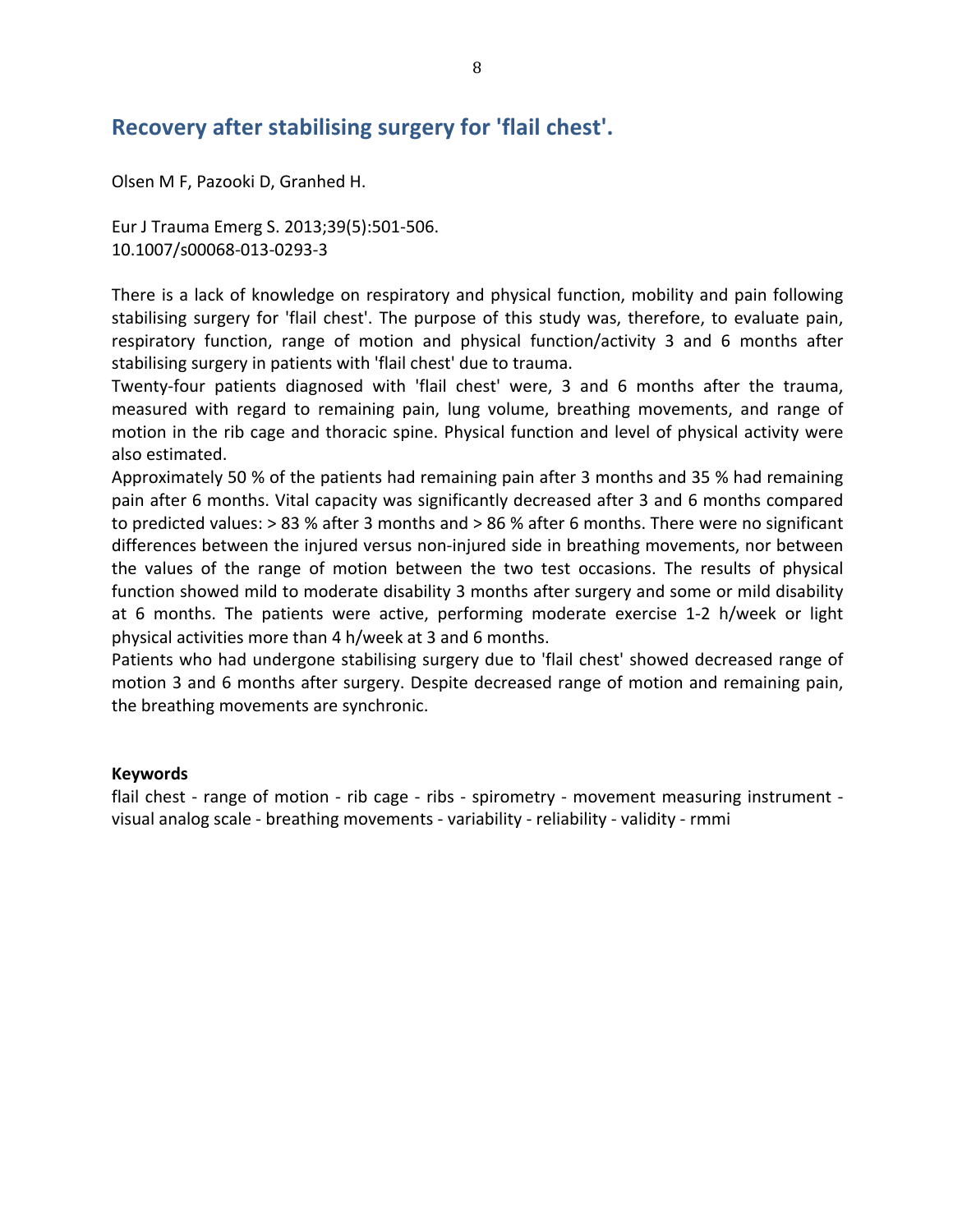## Recovery after stabilising surgery for 'flail chest'.

Olsen M F, Pazooki D, Granhed H.

Eur J Trauma Emerg S. 2013;39(5):501-506.
10.1007/s00068-013-0293-3

There is a lack of knowledge on respiratory and physical function, mobility and pain following stabilising surgery for 'flail chest'. The purpose of this study was, therefore, to evaluate pain, respiratory function, range of motion and physical function/activity 3 and 6 months after stabilising surgery in patients with 'flail chest' due to trauma.
Twenty-four patients diagnosed with 'flail chest' were, 3 and 6 months after the trauma, measured with regard to remaining pain, lung volume, breathing movements, and range of motion in the rib cage and thoracic spine. Physical function and level of physical activity were also estimated.
Approximately 50 % of the patients had remaining pain after 3 months and 35 % had remaining pain after 6 months. Vital capacity was significantly decreased after 3 and 6 months compared to predicted values: > 83 % after 3 months and > 86 % after 6 months. There were no significant differences between the injured versus non-injured side in breathing movements, nor between the values of the range of motion between the two test occasions. The results of physical function showed mild to moderate disability 3 months after surgery and some or mild disability at 6 months. The patients were active, performing moderate exercise 1-2 h/week or light physical activities more than 4 h/week at 3 and 6 months.
Patients who had undergone stabilising surgery due to 'flail chest' showed decreased range of motion 3 and 6 months after surgery. Despite decreased range of motion and remaining pain, the breathing movements are synchronic.

**Keywords**

flail chest - range of motion - rib cage - ribs - spirometry - movement measuring instrument - visual analog scale - breathing movements - variability - reliability - validity - rmmi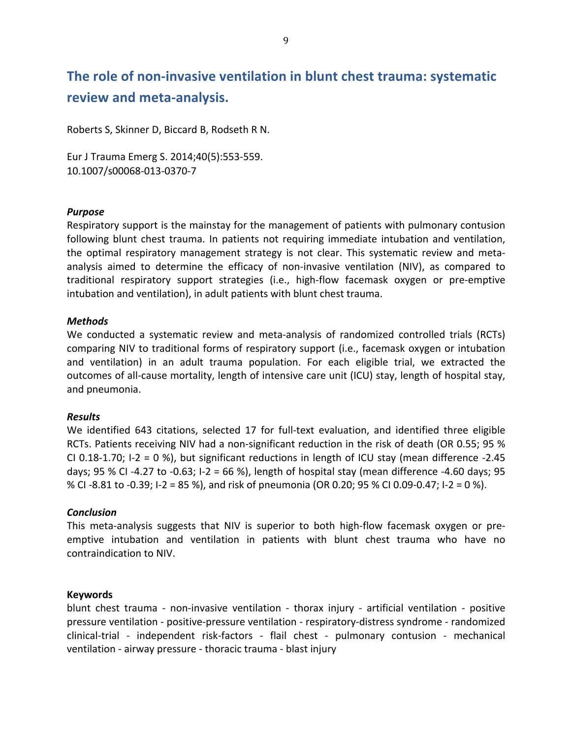## The role of non-invasive ventilation in blunt chest trauma: systematic review and meta-analysis.

Roberts S, Skinner D, Biccard B, Rodseth R N.

Eur J Trauma Emerg S. 2014;40(5):553-559.
10.1007/s00068-013-0370-7

***Purpose***

Respiratory support is the mainstay for the management of patients with pulmonary contusion following blunt chest trauma. In patients not requiring immediate intubation and ventilation, the optimal respiratory management strategy is not clear. This systematic review and meta-analysis aimed to determine the efficacy of non-invasive ventilation (NIV), as compared to traditional respiratory support strategies (i.e., high-flow facemask oxygen or pre-emptive intubation and ventilation), in adult patients with blunt chest trauma.

***Methods***

We conducted a systematic review and meta-analysis of randomized controlled trials (RCTs) comparing NIV to traditional forms of respiratory support (i.e., facemask oxygen or intubation and ventilation) in an adult trauma population. For each eligible trial, we extracted the outcomes of all-cause mortality, length of intensive care unit (ICU) stay, length of hospital stay, and pneumonia.

***Results***

We identified 643 citations, selected 17 for full-text evaluation, and identified three eligible RCTs. Patients receiving NIV had a non-significant reduction in the risk of death (OR 0.55; 95 % CI 0.18-1.70; I-2 = 0 %), but significant reductions in length of ICU stay (mean difference -2.45 days; 95 % CI -4.27 to -0.63; I-2 = 66 %), length of hospital stay (mean difference -4.60 days; 95 % CI -8.81 to -0.39; I-2 = 85 %), and risk of pneumonia (OR 0.20; 95 % CI 0.09-0.47; I-2 = 0 %).

***Conclusion***

This meta-analysis suggests that NIV is superior to both high-flow facemask oxygen or pre-emptive intubation and ventilation in patients with blunt chest trauma who have no contraindication to NIV.

**Keywords**

blunt chest trauma - non-invasive ventilation - thorax injury - artificial ventilation - positive pressure ventilation - positive-pressure ventilation - respiratory-distress syndrome - randomized clinical-trial - independent risk-factors - flail chest - pulmonary contusion - mechanical ventilation - airway pressure - thoracic trauma - blast injury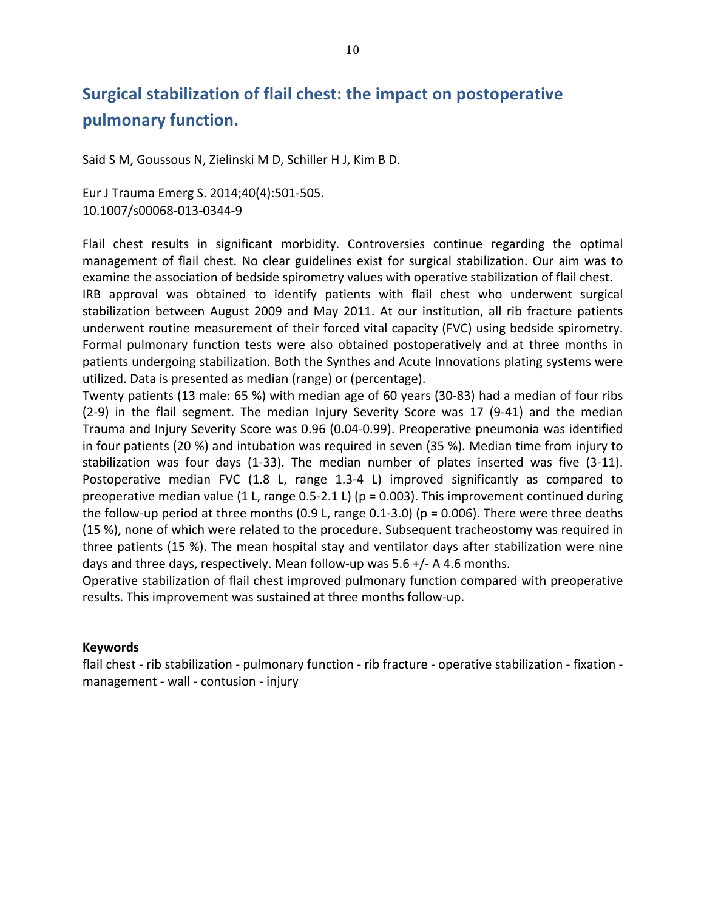## Surgical stabilization of flail chest: the impact on postoperative pulmonary function.

Said S M, Goussous N, Zielinski M D, Schiller H J, Kim B D.

Eur J Trauma Emerg S. 2014;40(4):501-505.
10.1007/s00068-013-0344-9

Flail chest results in significant morbidity. Controversies continue regarding the optimal management of flail chest. No clear guidelines exist for surgical stabilization. Our aim was to examine the association of bedside spirometry values with operative stabilization of flail chest.
IRB approval was obtained to identify patients with flail chest who underwent surgical stabilization between August 2009 and May 2011. At our institution, all rib fracture patients underwent routine measurement of their forced vital capacity (FVC) using bedside spirometry. Formal pulmonary function tests were also obtained postoperatively and at three months in patients undergoing stabilization. Both the Synthes and Acute Innovations plating systems were utilized. Data is presented as median (range) or (percentage).
Twenty patients (13 male: 65 %) with median age of 60 years (30-83) had a median of four ribs (2-9) in the flail segment. The median Injury Severity Score was 17 (9-41) and the median Trauma and Injury Severity Score was 0.96 (0.04-0.99). Preoperative pneumonia was identified in four patients (20 %) and intubation was required in seven (35 %). Median time from injury to stabilization was four days (1-33). The median number of plates inserted was five (3-11). Postoperative median FVC (1.8 L, range 1.3-4 L) improved significantly as compared to preoperative median value (1 L, range 0.5-2.1 L) ($p = 0.003$). This improvement continued during the follow-up period at three months (0.9 L, range 0.1-3.0) ($p = 0.006$). There were three deaths (15 %), none of which were related to the procedure. Subsequent tracheostomy was required in three patients (15 %). The mean hospital stay and ventilator days after stabilization were nine days and three days, respectively. Mean follow-up was 5.6 +/- A 4.6 months.
Operative stabilization of flail chest improved pulmonary function compared with preoperative results. This improvement was sustained at three months follow-up.

**Keywords**
flail chest - rib stabilization - pulmonary function - rib fracture - operative stabilization - fixation - management - wall - contusion - injury